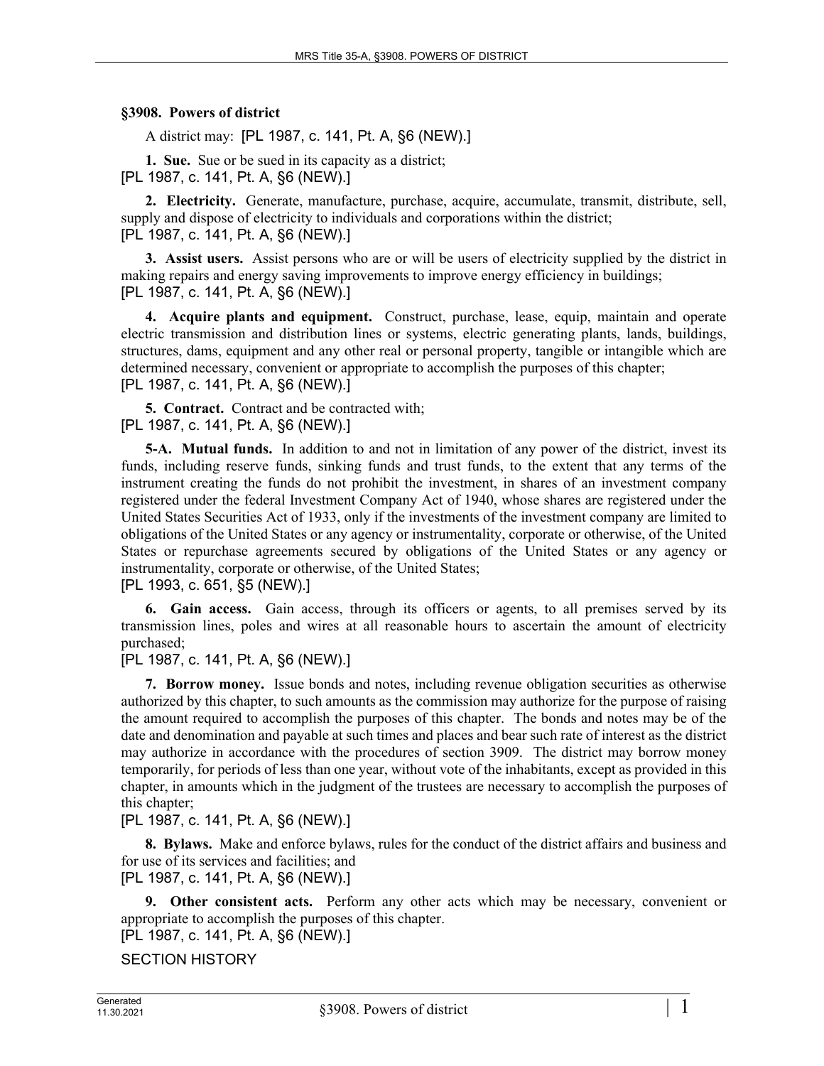### §3908. Powers of district

A district may: [PL 1987, c. 141, Pt. A, §6 (NEW).]

**1. Sue.** Sue or be sued in its capacity as a district;
[PL 1987, c. 141, Pt. A, §6 (NEW).]

**2. Electricity.** Generate, manufacture, purchase, acquire, accumulate, transmit, distribute, sell, supply and dispose of electricity to individuals and corporations within the district;
[PL 1987, c. 141, Pt. A, §6 (NEW).]

**3. Assist users.** Assist persons who are or will be users of electricity supplied by the district in making repairs and energy saving improvements to improve energy efficiency in buildings;
[PL 1987, c. 141, Pt. A, §6 (NEW).]

**4. Acquire plants and equipment.** Construct, purchase, lease, equip, maintain and operate electric transmission and distribution lines or systems, electric generating plants, lands, buildings, structures, dams, equipment and any other real or personal property, tangible or intangible which are determined necessary, convenient or appropriate to accomplish the purposes of this chapter;
[PL 1987, c. 141, Pt. A, §6 (NEW).]

**5. Contract.** Contract and be contracted with;
[PL 1987, c. 141, Pt. A, §6 (NEW).]

**5-A. Mutual funds.** In addition to and not in limitation of any power of the district, invest its funds, including reserve funds, sinking funds and trust funds, to the extent that any terms of the instrument creating the funds do not prohibit the investment, in shares of an investment company registered under the federal Investment Company Act of 1940, whose shares are registered under the United States Securities Act of 1933, only if the investments of the investment company are limited to obligations of the United States or any agency or instrumentality, corporate or otherwise, of the United States or repurchase agreements secured by obligations of the United States or any agency or instrumentality, corporate or otherwise, of the United States;
[PL 1993, c. 651, §5 (NEW).]

**6. Gain access.** Gain access, through its officers or agents, to all premises served by its transmission lines, poles and wires at all reasonable hours to ascertain the amount of electricity purchased;
[PL 1987, c. 141, Pt. A, §6 (NEW).]

**7. Borrow money.** Issue bonds and notes, including revenue obligation securities as otherwise authorized by this chapter, to such amounts as the commission may authorize for the purpose of raising the amount required to accomplish the purposes of this chapter. The bonds and notes may be of the date and denomination and payable at such times and places and bear such rate of interest as the district may authorize in accordance with the procedures of section 3909. The district may borrow money temporarily, for periods of less than one year, without vote of the inhabitants, except as provided in this chapter, in amounts which in the judgment of the trustees are necessary to accomplish the purposes of this chapter;
[PL 1987, c. 141, Pt. A, §6 (NEW).]

**8. Bylaws.** Make and enforce bylaws, rules for the conduct of the district affairs and business and for use of its services and facilities; and
[PL 1987, c. 141, Pt. A, §6 (NEW).]

**9. Other consistent acts.** Perform any other acts which may be necessary, convenient or appropriate to accomplish the purposes of this chapter.
[PL 1987, c. 141, Pt. A, §6 (NEW).]

SECTION HISTORY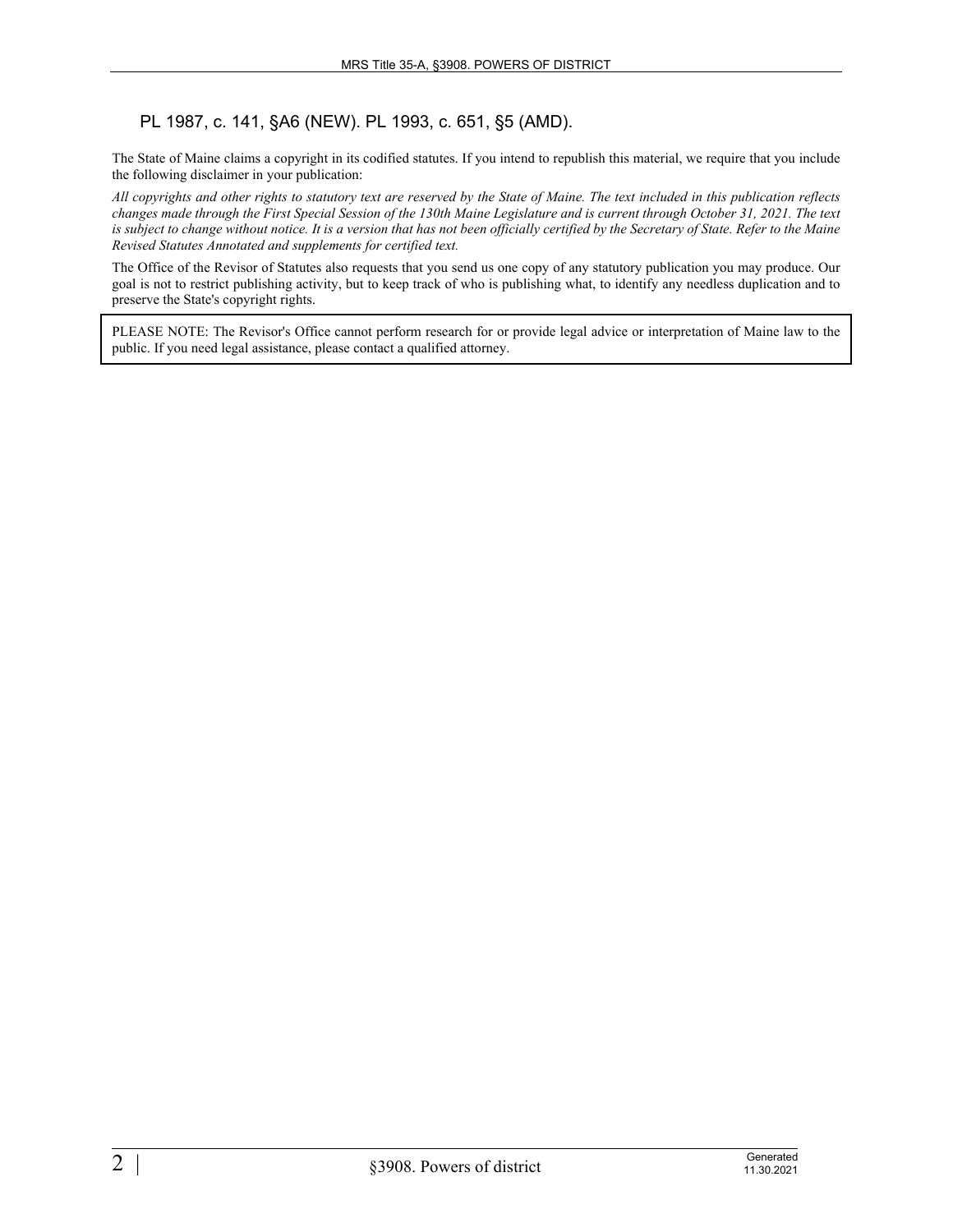PL 1987, c. 141, §A6 (NEW). PL 1993, c. 651, §5 (AMD).

The State of Maine claims a copyright in its codified statutes. If you intend to republish this material, we require that you include the following disclaimer in your publication:

*All copyrights and other rights to statutory text are reserved by the State of Maine. The text included in this publication reflects changes made through the First Special Session of the 130th Maine Legislature and is current through October 31, 2021. The text is subject to change without notice. It is a version that has not been officially certified by the Secretary of State. Refer to the Maine Revised Statutes Annotated and supplements for certified text.*

The Office of the Revisor of Statutes also requests that you send us one copy of any statutory publication you may produce. Our goal is not to restrict publishing activity, but to keep track of who is publishing what, to identify any needless duplication and to preserve the State's copyright rights.

PLEASE NOTE: The Revisor's Office cannot perform research for or provide legal advice or interpretation of Maine law to the public. If you need legal assistance, please contact a qualified attorney.